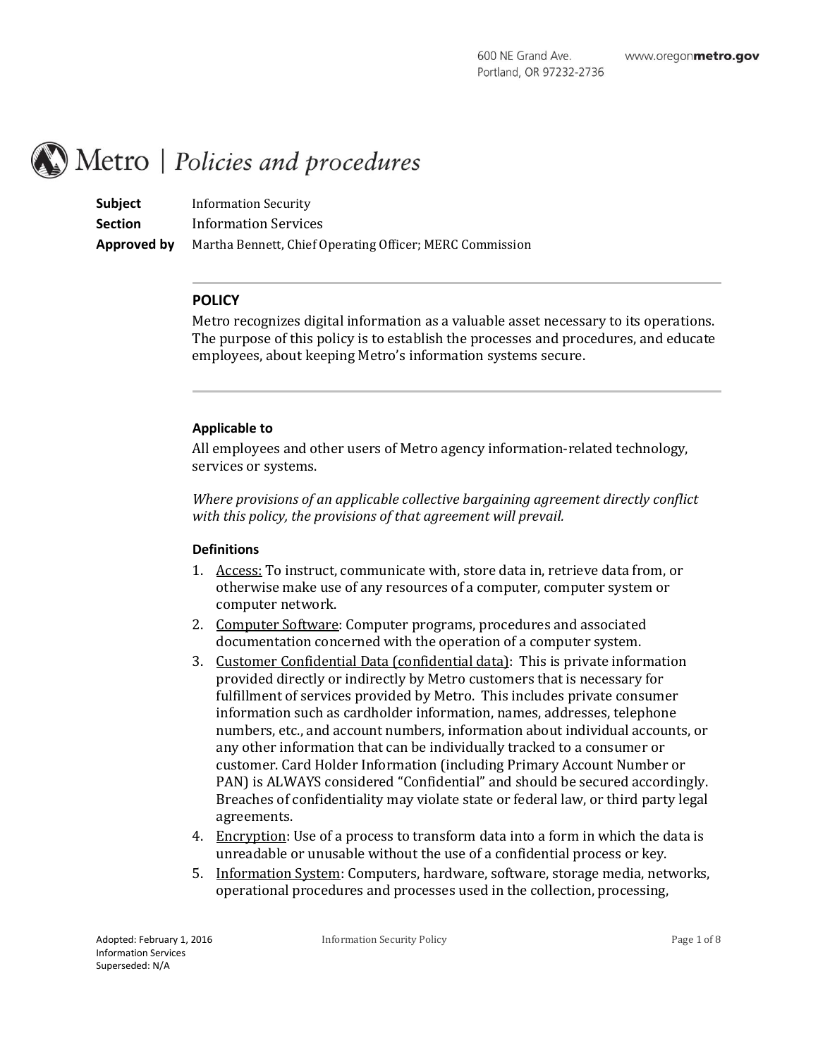600 NE Grand Ave.
Portland, OR 97232-2736

www.oregonmetro.gov

# Metro | Policies and procedures

**Subject** Information Security
**Section** Information Services
**Approved by** Martha Bennett, Chief Operating Officer; MERC Commission

## POLICY

Metro recognizes digital information as a valuable asset necessary to its operations. The purpose of this policy is to establish the processes and procedures, and educate employees, about keeping Metro's information systems secure.

### Applicable to

All employees and other users of Metro agency information-related technology, services or systems.

*Where provisions of an applicable collective bargaining agreement directly conflict with this policy, the provisions of that agreement will prevail.*

### Definitions

1. Access: To instruct, communicate with, store data in, retrieve data from, or otherwise make use of any resources of a computer, computer system or computer network.
2. Computer Software: Computer programs, procedures and associated documentation concerned with the operation of a computer system.
3. Customer Confidential Data (confidential data): This is private information provided directly or indirectly by Metro customers that is necessary for fulfillment of services provided by Metro. This includes private consumer information such as cardholder information, names, addresses, telephone numbers, etc., and account numbers, information about individual accounts, or any other information that can be individually tracked to a consumer or customer. Card Holder Information (including Primary Account Number or PAN) is ALWAYS considered "Confidential" and should be secured accordingly. Breaches of confidentiality may violate state or federal law, or third party legal agreements.
4. Encryption: Use of a process to transform data into a form in which the data is unreadable or unusable without the use of a confidential process or key.
5. Information System: Computers, hardware, software, storage media, networks, operational procedures and processes used in the collection, processing,

Adopted: February 1, 2016
Information Services
Superseded: N/A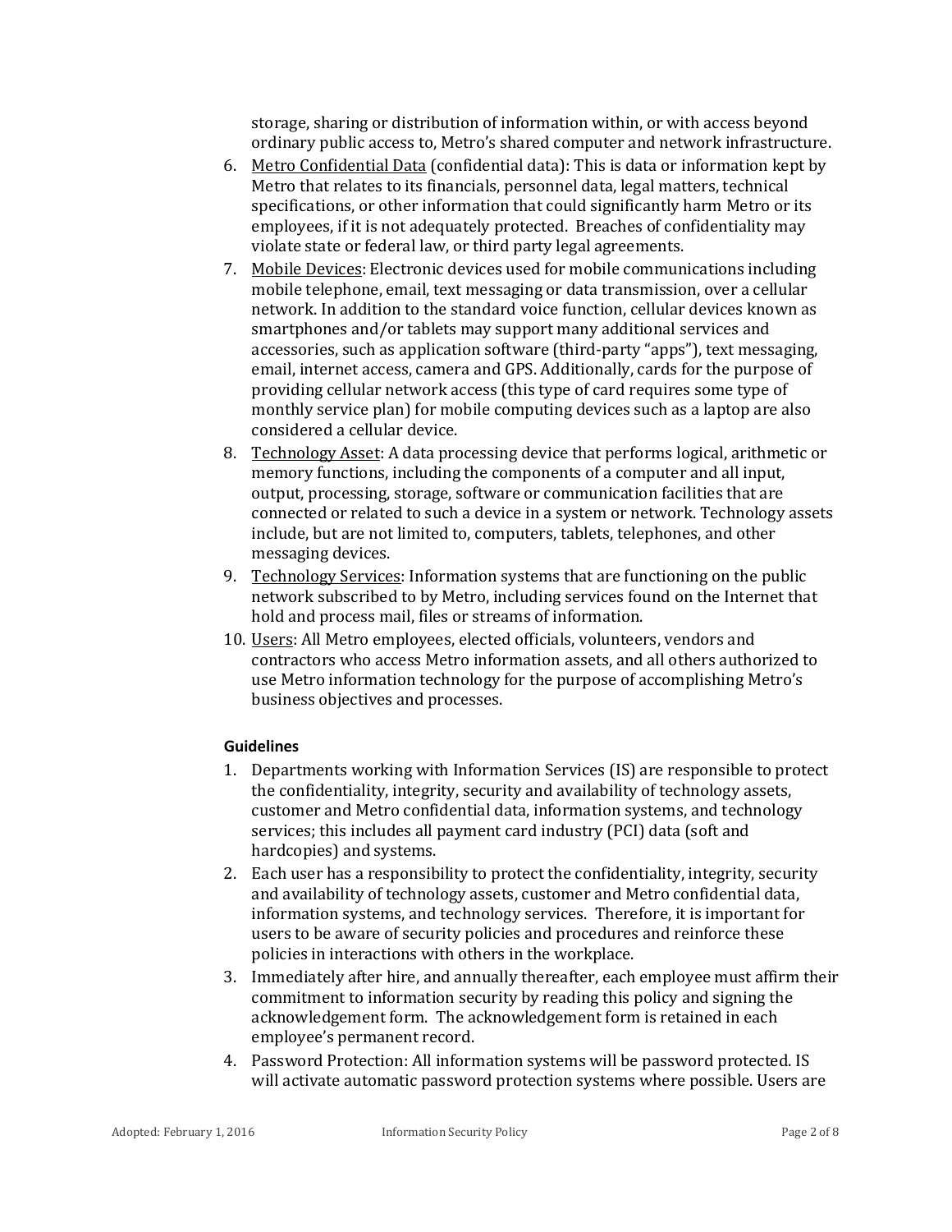storage, sharing or distribution of information within, or with access beyond ordinary public access to, Metro's shared computer and network infrastructure.

6. <u>Metro Confidential Data</u> (confidential data): This is data or information kept by Metro that relates to its financials, personnel data, legal matters, technical specifications, or other information that could significantly harm Metro or its employees, if it is not adequately protected. Breaches of confidentiality may violate state or federal law, or third party legal agreements.
7. <u>Mobile Devices</u>: Electronic devices used for mobile communications including mobile telephone, email, text messaging or data transmission, over a cellular network. In addition to the standard voice function, cellular devices known as smartphones and/or tablets may support many additional services and accessories, such as application software (third-party "apps"), text messaging, email, internet access, camera and GPS. Additionally, cards for the purpose of providing cellular network access (this type of card requires some type of monthly service plan) for mobile computing devices such as a laptop are also considered a cellular device.
8. <u>Technology Asset</u>: A data processing device that performs logical, arithmetic or memory functions, including the components of a computer and all input, output, processing, storage, software or communication facilities that are connected or related to such a device in a system or network. Technology assets include, but are not limited to, computers, tablets, telephones, and other messaging devices.
9. <u>Technology Services</u>: Information systems that are functioning on the public network subscribed to by Metro, including services found on the Internet that hold and process mail, files or streams of information.
10. <u>Users</u>: All Metro employees, elected officials, volunteers, vendors and contractors who access Metro information assets, and all others authorized to use Metro information technology for the purpose of accomplishing Metro's business objectives and processes.

**Guidelines**

1. Departments working with Information Services (IS) are responsible to protect the confidentiality, integrity, security and availability of technology assets, customer and Metro confidential data, information systems, and technology services; this includes all payment card industry (PCI) data (soft and hardcopies) and systems.
2. Each user has a responsibility to protect the confidentiality, integrity, security and availability of technology assets, customer and Metro confidential data, information systems, and technology services. Therefore, it is important for users to be aware of security policies and procedures and reinforce these policies in interactions with others in the workplace.
3. Immediately after hire, and annually thereafter, each employee must affirm their commitment to information security by reading this policy and signing the acknowledgement form. The acknowledgement form is retained in each employee's permanent record.
4. Password Protection: All information systems will be password protected. IS will activate automatic password protection systems where possible. Users are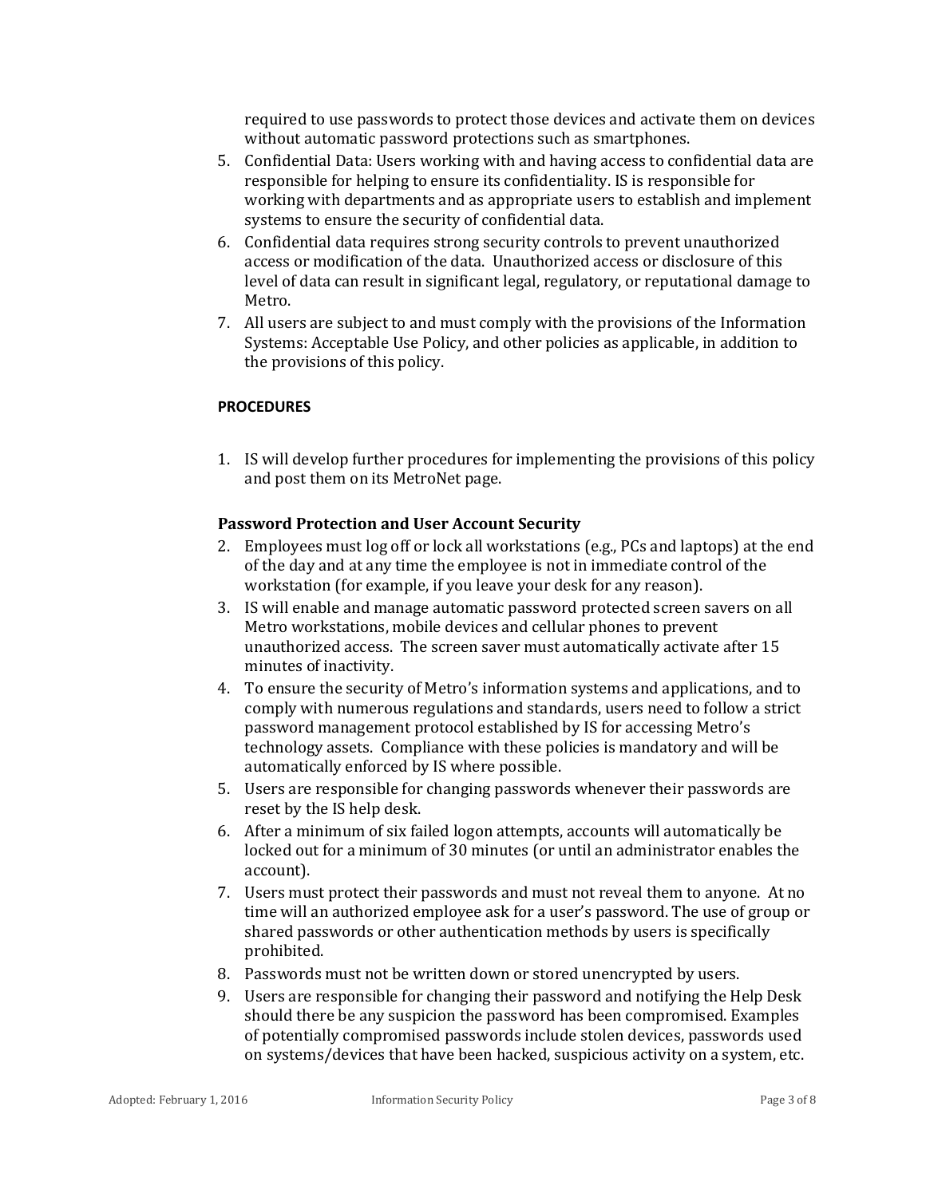required to use passwords to protect those devices and activate them on devices without automatic password protections such as smartphones.

5. Confidential Data: Users working with and having access to confidential data are responsible for helping to ensure its confidentiality. IS is responsible for working with departments and as appropriate users to establish and implement systems to ensure the security of confidential data.
6. Confidential data requires strong security controls to prevent unauthorized access or modification of the data. Unauthorized access or disclosure of this level of data can result in significant legal, regulatory, or reputational damage to Metro.
7. All users are subject to and must comply with the provisions of the Information Systems: Acceptable Use Policy, and other policies as applicable, in addition to the provisions of this policy.

**PROCEDURES**

1. IS will develop further procedures for implementing the provisions of this policy and post them on its MetroNet page.

**Password Protection and User Account Security**

2. Employees must log off or lock all workstations (e.g., PCs and laptops) at the end of the day and at any time the employee is not in immediate control of the workstation (for example, if you leave your desk for any reason).
3. IS will enable and manage automatic password protected screen savers on all Metro workstations, mobile devices and cellular phones to prevent unauthorized access. The screen saver must automatically activate after 15 minutes of inactivity.
4. To ensure the security of Metro's information systems and applications, and to comply with numerous regulations and standards, users need to follow a strict password management protocol established by IS for accessing Metro's technology assets. Compliance with these policies is mandatory and will be automatically enforced by IS where possible.
5. Users are responsible for changing passwords whenever their passwords are reset by the IS help desk.
6. After a minimum of six failed logon attempts, accounts will automatically be locked out for a minimum of 30 minutes (or until an administrator enables the account).
7. Users must protect their passwords and must not reveal them to anyone. At no time will an authorized employee ask for a user's password. The use of group or shared passwords or other authentication methods by users is specifically prohibited.
8. Passwords must not be written down or stored unencrypted by users.
9. Users are responsible for changing their password and notifying the Help Desk should there be any suspicion the password has been compromised. Examples of potentially compromised passwords include stolen devices, passwords used on systems/devices that have been hacked, suspicious activity on a system, etc.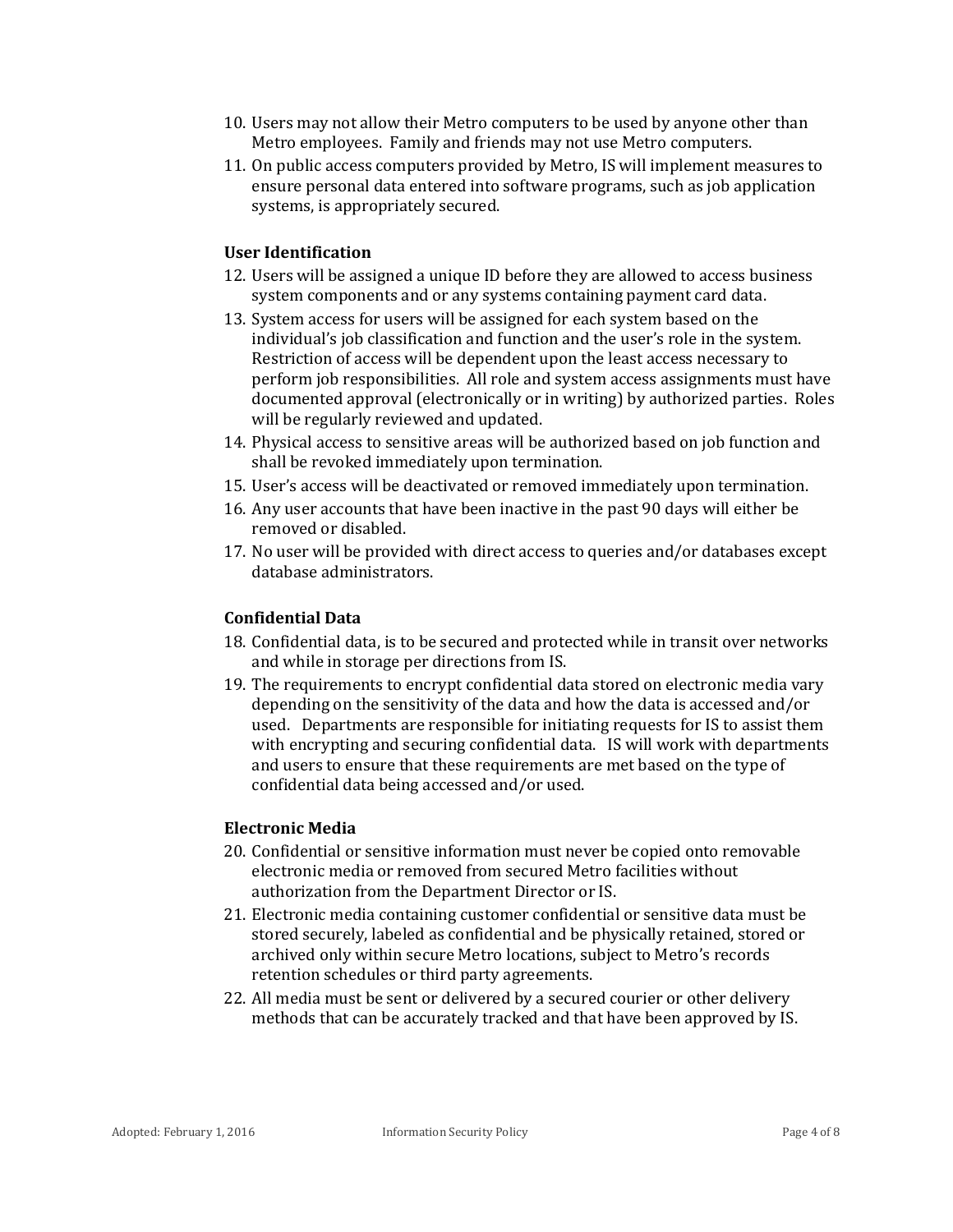10. Users may not allow their Metro computers to be used by anyone other than Metro employees. Family and friends may not use Metro computers.
11. On public access computers provided by Metro, IS will implement measures to ensure personal data entered into software programs, such as job application systems, is appropriately secured.

**User Identification**

12. Users will be assigned a unique ID before they are allowed to access business system components and or any systems containing payment card data.
13. System access for users will be assigned for each system based on the individual's job classification and function and the user's role in the system. Restriction of access will be dependent upon the least access necessary to perform job responsibilities. All role and system access assignments must have documented approval (electronically or in writing) by authorized parties. Roles will be regularly reviewed and updated.
14. Physical access to sensitive areas will be authorized based on job function and shall be revoked immediately upon termination.
15. User's access will be deactivated or removed immediately upon termination.
16. Any user accounts that have been inactive in the past 90 days will either be removed or disabled.
17. No user will be provided with direct access to queries and/or databases except database administrators.

**Confidential Data**

18. Confidential data, is to be secured and protected while in transit over networks and while in storage per directions from IS.
19. The requirements to encrypt confidential data stored on electronic media vary depending on the sensitivity of the data and how the data is accessed and/or used. Departments are responsible for initiating requests for IS to assist them with encrypting and securing confidential data. IS will work with departments and users to ensure that these requirements are met based on the type of confidential data being accessed and/or used.

**Electronic Media**

20. Confidential or sensitive information must never be copied onto removable electronic media or removed from secured Metro facilities without authorization from the Department Director or IS.
21. Electronic media containing customer confidential or sensitive data must be stored securely, labeled as confidential and be physically retained, stored or archived only within secure Metro locations, subject to Metro's records retention schedules or third party agreements.
22. All media must be sent or delivered by a secured courier or other delivery methods that can be accurately tracked and that have been approved by IS.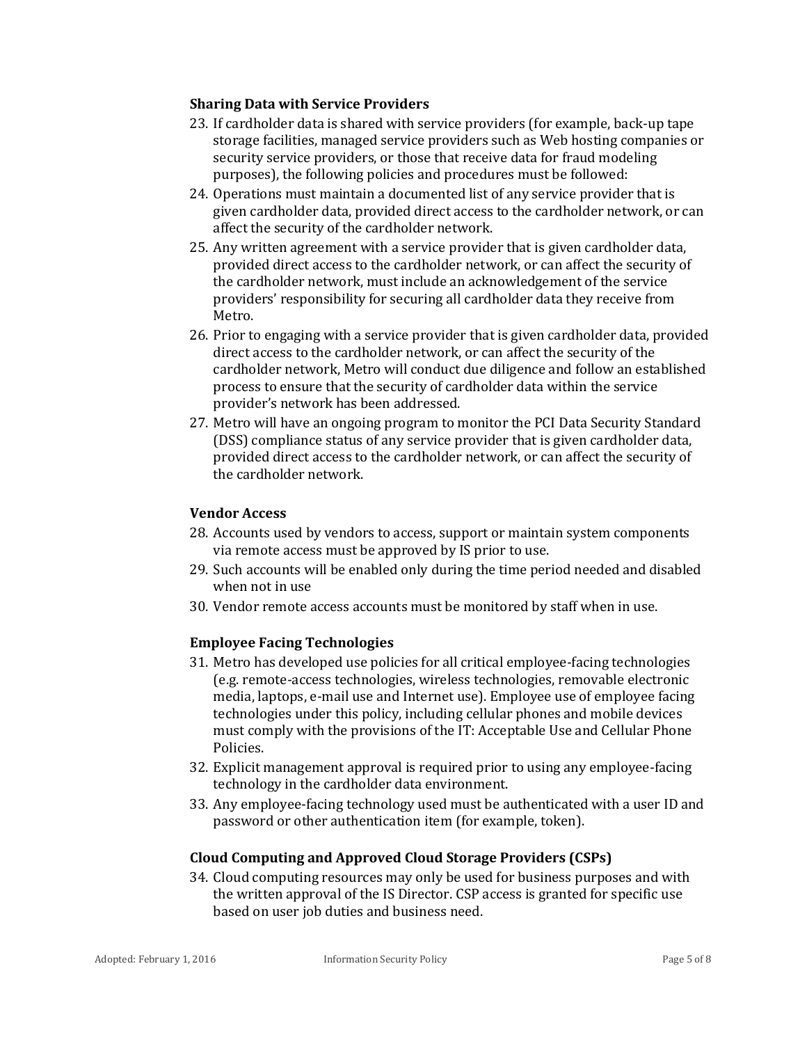### Sharing Data with Service Providers

23. If cardholder data is shared with service providers (for example, back-up tape storage facilities, managed service providers such as Web hosting companies or security service providers, or those that receive data for fraud modeling purposes), the following policies and procedures must be followed:
24. Operations must maintain a documented list of any service provider that is given cardholder data, provided direct access to the cardholder network, or can affect the security of the cardholder network.
25. Any written agreement with a service provider that is given cardholder data, provided direct access to the cardholder network, or can affect the security of the cardholder network, must include an acknowledgement of the service providers' responsibility for securing all cardholder data they receive from Metro.
26. Prior to engaging with a service provider that is given cardholder data, provided direct access to the cardholder network, or can affect the security of the cardholder network, Metro will conduct due diligence and follow an established process to ensure that the security of cardholder data within the service provider's network has been addressed.
27. Metro will have an ongoing program to monitor the PCI Data Security Standard (DSS) compliance status of any service provider that is given cardholder data, provided direct access to the cardholder network, or can affect the security of the cardholder network.

### Vendor Access

28. Accounts used by vendors to access, support or maintain system components via remote access must be approved by IS prior to use.
29. Such accounts will be enabled only during the time period needed and disabled when not in use
30. Vendor remote access accounts must be monitored by staff when in use.

### Employee Facing Technologies

31. Metro has developed use policies for all critical employee-facing technologies (e.g. remote-access technologies, wireless technologies, removable electronic media, laptops, e-mail use and Internet use). Employee use of employee facing technologies under this policy, including cellular phones and mobile devices must comply with the provisions of the IT: Acceptable Use and Cellular Phone Policies.
32. Explicit management approval is required prior to using any employee-facing technology in the cardholder data environment.
33. Any employee-facing technology used must be authenticated with a user ID and password or other authentication item (for example, token).

### Cloud Computing and Approved Cloud Storage Providers (CSPs)

34. Cloud computing resources may only be used for business purposes and with the written approval of the IS Director. CSP access is granted for specific use based on user job duties and business need.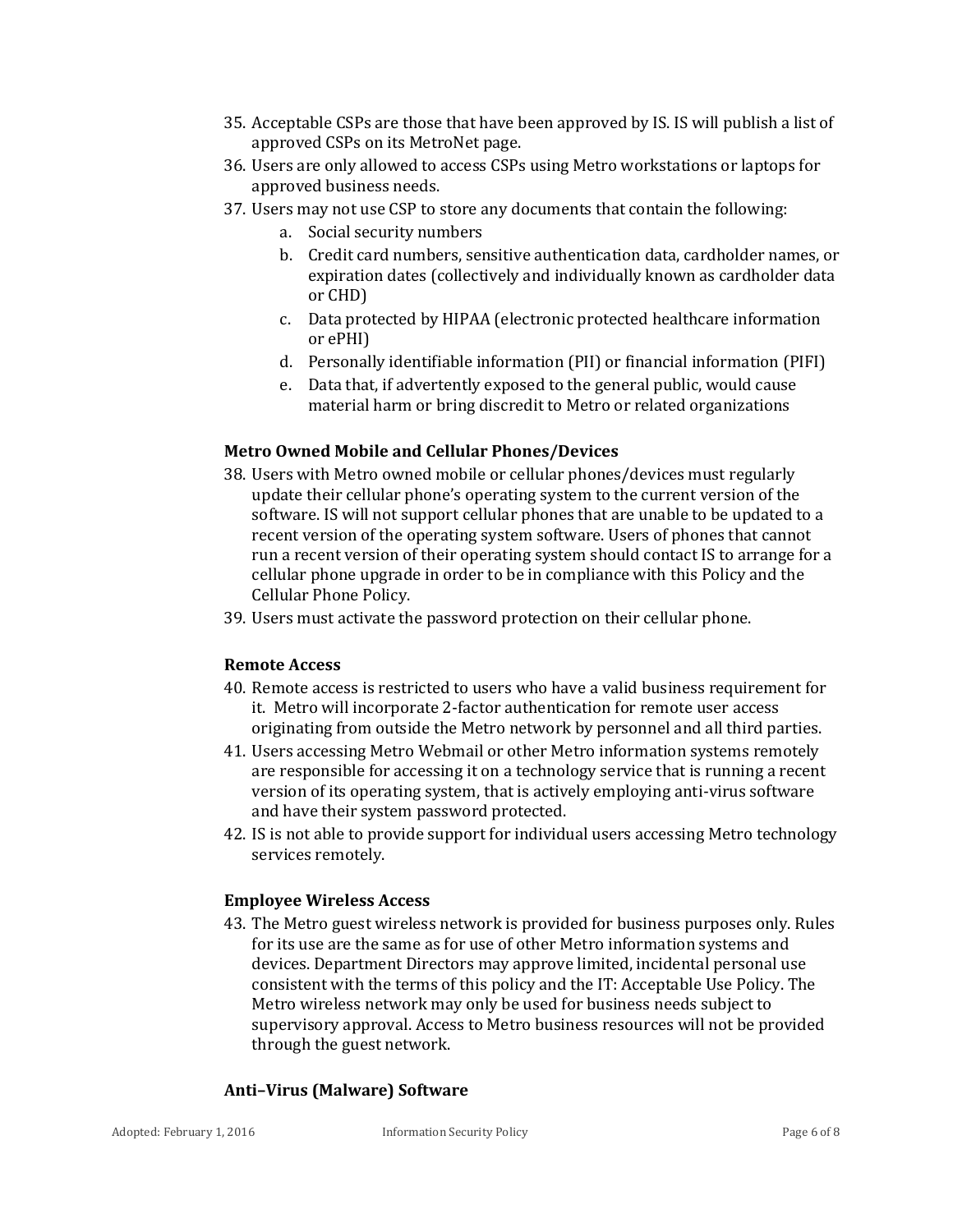35. Acceptable CSPs are those that have been approved by IS. IS will publish a list of approved CSPs on its MetroNet page.
36. Users are only allowed to access CSPs using Metro workstations or laptops for approved business needs.
37. Users may not use CSP to store any documents that contain the following:
    a. Social security numbers
    b. Credit card numbers, sensitive authentication data, cardholder names, or expiration dates (collectively and individually known as cardholder data or CHD)
    c. Data protected by HIPAA (electronic protected healthcare information or ePHI)
    d. Personally identifiable information (PII) or financial information (PIFI)
    e. Data that, if advertently exposed to the general public, would cause material harm or bring discredit to Metro or related organizations

**Metro Owned Mobile and Cellular Phones/Devices**

38. Users with Metro owned mobile or cellular phones/devices must regularly update their cellular phone's operating system to the current version of the software. IS will not support cellular phones that are unable to be updated to a recent version of the operating system software. Users of phones that cannot run a recent version of their operating system should contact IS to arrange for a cellular phone upgrade in order to be in compliance with this Policy and the Cellular Phone Policy.
39. Users must activate the password protection on their cellular phone.

**Remote Access**

40. Remote access is restricted to users who have a valid business requirement for it. Metro will incorporate 2-factor authentication for remote user access originating from outside the Metro network by personnel and all third parties.
41. Users accessing Metro Webmail or other Metro information systems remotely are responsible for accessing it on a technology service that is running a recent version of its operating system, that is actively employing anti-virus software and have their system password protected.
42. IS is not able to provide support for individual users accessing Metro technology services remotely.

**Employee Wireless Access**

43. The Metro guest wireless network is provided for business purposes only. Rules for its use are the same as for use of other Metro information systems and devices. Department Directors may approve limited, incidental personal use consistent with the terms of this policy and the IT: Acceptable Use Policy. The Metro wireless network may only be used for business needs subject to supervisory approval. Access to Metro business resources will not be provided through the guest network.

**Anti–Virus (Malware) Software**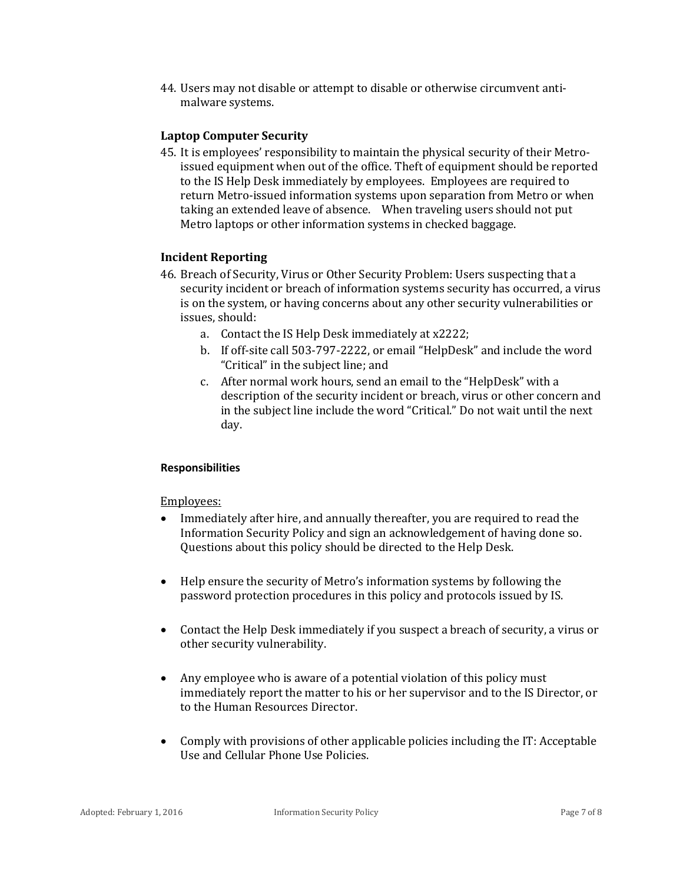44. Users may not disable or attempt to disable or otherwise circumvent anti-malware systems.

### Laptop Computer Security

45. It is employees' responsibility to maintain the physical security of their Metro-issued equipment when out of the office. Theft of equipment should be reported to the IS Help Desk immediately by employees. Employees are required to return Metro-issued information systems upon separation from Metro or when taking an extended leave of absence. When traveling users should not put Metro laptops or other information systems in checked baggage.

### Incident Reporting

46. Breach of Security, Virus or Other Security Problem: Users suspecting that a security incident or breach of information systems security has occurred, a virus is on the system, or having concerns about any other security vulnerabilities or issues, should:
    a. Contact the IS Help Desk immediately at x2222;
    b. If off-site call 503-797-2222, or email "HelpDesk" and include the word "Critical" in the subject line; and
    c. After normal work hours, send an email to the "HelpDesk" with a description of the security incident or breach, virus or other concern and in the subject line include the word "Critical." Do not wait until the next day.

### Responsibilities

Employees:

- Immediately after hire, and annually thereafter, you are required to read the Information Security Policy and sign an acknowledgement of having done so. Questions about this policy should be directed to the Help Desk.
- Help ensure the security of Metro's information systems by following the password protection procedures in this policy and protocols issued by IS.
- Contact the Help Desk immediately if you suspect a breach of security, a virus or other security vulnerability.
- Any employee who is aware of a potential violation of this policy must immediately report the matter to his or her supervisor and to the IS Director, or to the Human Resources Director.
- Comply with provisions of other applicable policies including the IT: Acceptable Use and Cellular Phone Use Policies.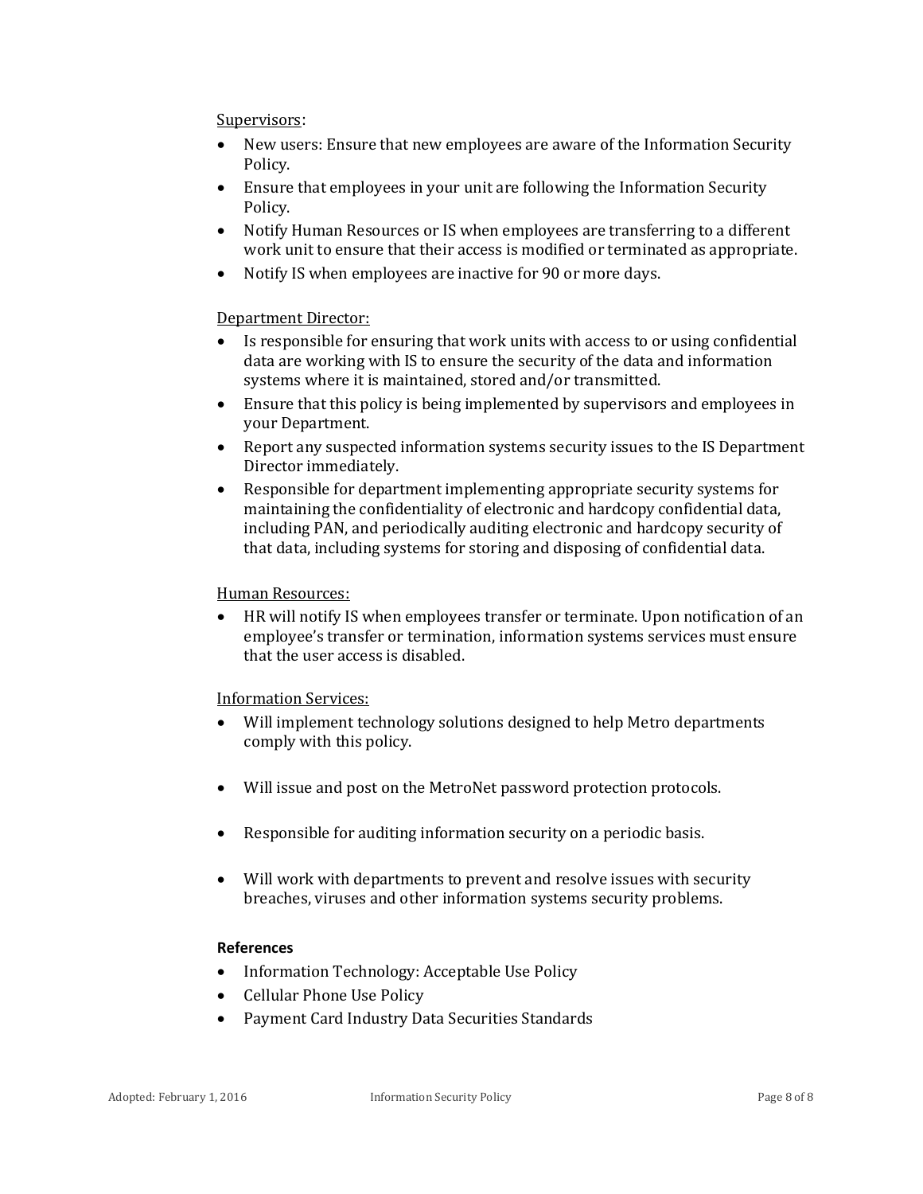Supervisors:

- New users: Ensure that new employees are aware of the Information Security Policy.
- Ensure that employees in your unit are following the Information Security Policy.
- Notify Human Resources or IS when employees are transferring to a different work unit to ensure that their access is modified or terminated as appropriate.
- Notify IS when employees are inactive for 90 or more days.

Department Director:

- Is responsible for ensuring that work units with access to or using confidential data are working with IS to ensure the security of the data and information systems where it is maintained, stored and/or transmitted.
- Ensure that this policy is being implemented by supervisors and employees in your Department.
- Report any suspected information systems security issues to the IS Department Director immediately.
- Responsible for department implementing appropriate security systems for maintaining the confidentiality of electronic and hardcopy confidential data, including PAN, and periodically auditing electronic and hardcopy security of that data, including systems for storing and disposing of confidential data.

Human Resources:

- HR will notify IS when employees transfer or terminate. Upon notification of an employee's transfer or termination, information systems services must ensure that the user access is disabled.

Information Services:

- Will implement technology solutions designed to help Metro departments comply with this policy.
- Will issue and post on the MetroNet password protection protocols.
- Responsible for auditing information security on a periodic basis.
- Will work with departments to prevent and resolve issues with security breaches, viruses and other information systems security problems.

**References**

- Information Technology: Acceptable Use Policy
- Cellular Phone Use Policy
- Payment Card Industry Data Securities Standards